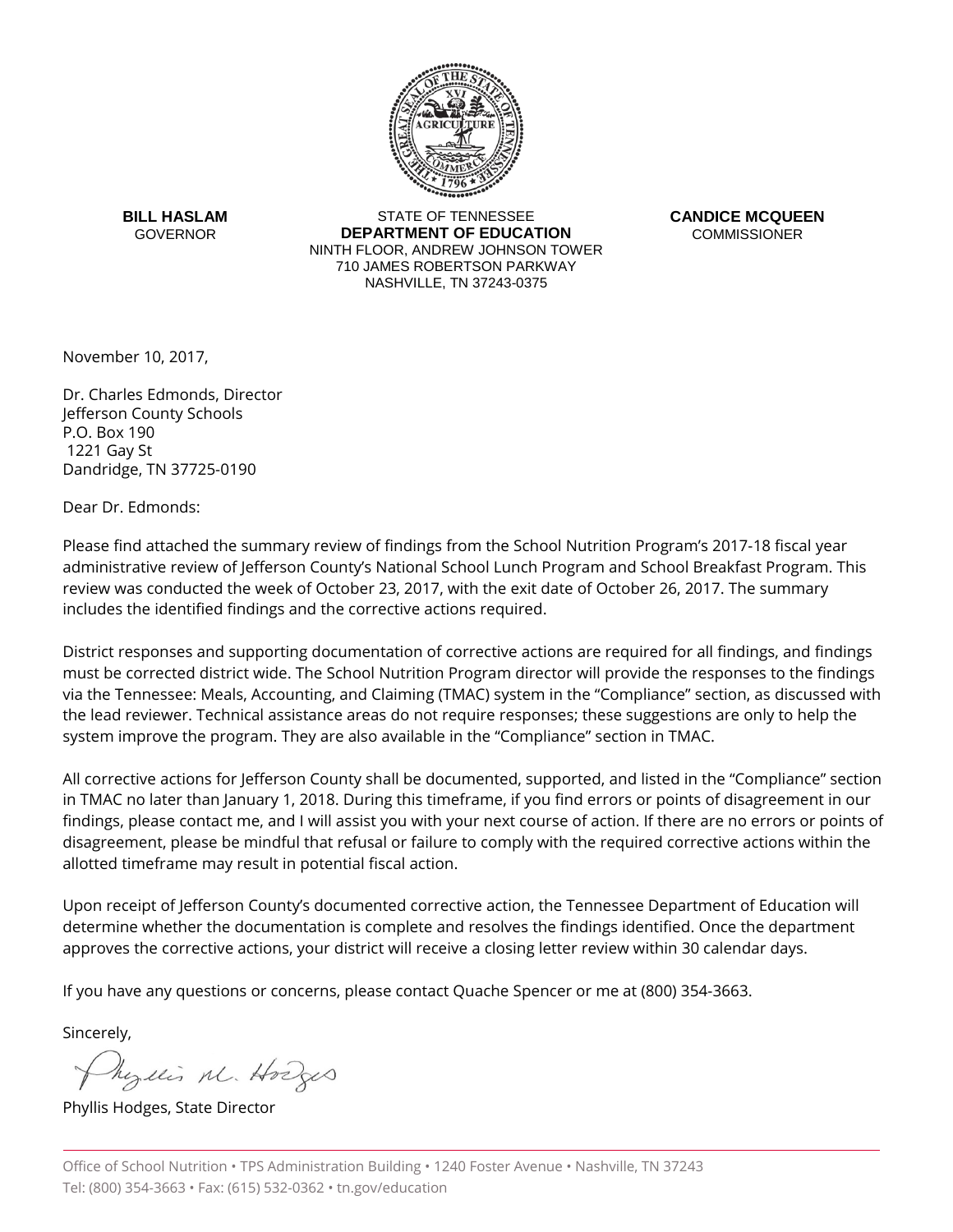**BILL HASLAM**
GOVERNOR

STATE OF TENNESSEE
**DEPARTMENT OF EDUCATION**
NINTH FLOOR, ANDREW JOHNSON TOWER
710 JAMES ROBERTSON PARKWAY
NASHVILLE, TN 37243-0375

**CANDICE MCQUEEN**
COMMISSIONER

November 10, 2017,

Dr. Charles Edmonds, Director
Jefferson County Schools
P.O. Box 190
1221 Gay St
Dandridge, TN 37725-0190

Dear Dr. Edmonds:

Please find attached the summary review of findings from the School Nutrition Program's 2017-18 fiscal year administrative review of Jefferson County's National School Lunch Program and School Breakfast Program. This review was conducted the week of October 23, 2017, with the exit date of October 26, 2017. The summary includes the identified findings and the corrective actions required.

District responses and supporting documentation of corrective actions are required for all findings, and findings must be corrected district wide. The School Nutrition Program director will provide the responses to the findings via the Tennessee: Meals, Accounting, and Claiming (TMAC) system in the "Compliance" section, as discussed with the lead reviewer. Technical assistance areas do not require responses; these suggestions are only to help the system improve the program. They are also available in the "Compliance" section in TMAC.

All corrective actions for Jefferson County shall be documented, supported, and listed in the "Compliance" section in TMAC no later than January 1, 2018. During this timeframe, if you find errors or points of disagreement in our findings, please contact me, and I will assist you with your next course of action. If there are no errors or points of disagreement, please be mindful that refusal or failure to comply with the required corrective actions within the allotted timeframe may result in potential fiscal action.

Upon receipt of Jefferson County's documented corrective action, the Tennessee Department of Education will determine whether the documentation is complete and resolves the findings identified. Once the department approves the corrective actions, your district will receive a closing letter review within 30 calendar days.

If you have any questions or concerns, please contact Quache Spencer or me at (800) 354-3663.

Sincerely,

Phyllis M. Hodges

Phyllis Hodges, State Director

Office of School Nutrition • TPS Administration Building • 1240 Foster Avenue • Nashville, TN 37243
Tel: (800) 354-3663 • Fax: (615) 532-0362 • tn.gov/education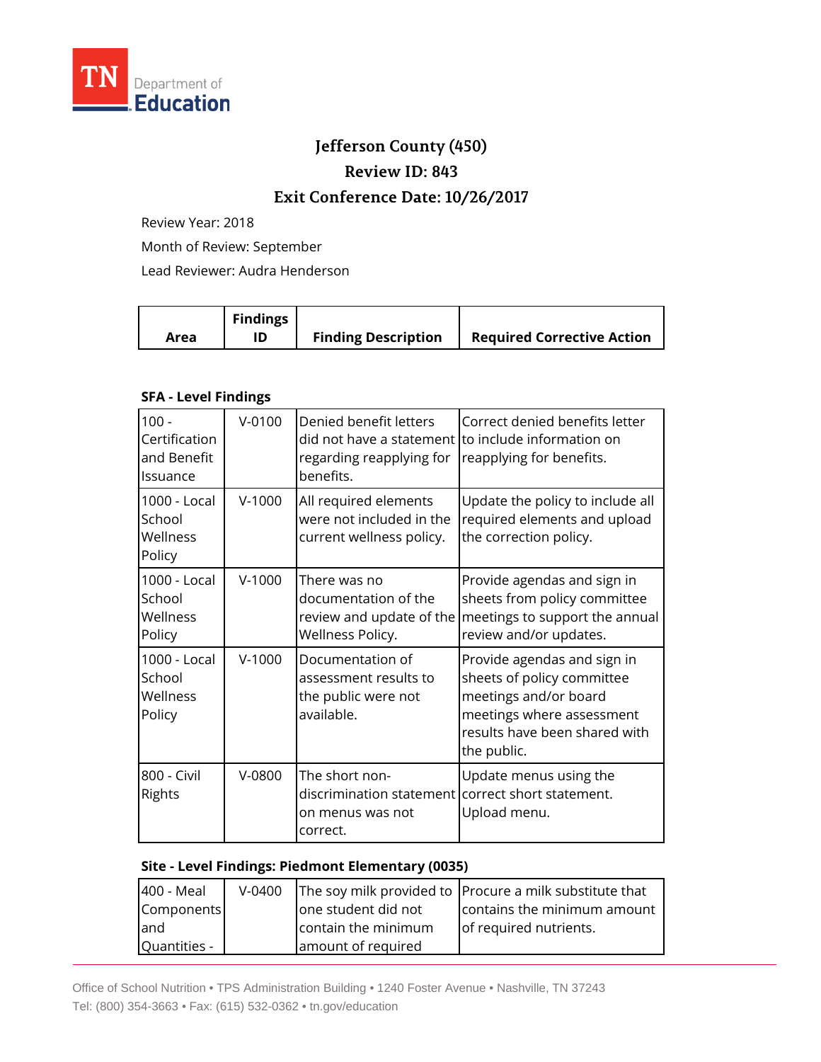TN Department of Education

# Jefferson County (450)

## Review ID: 843

## Exit Conference Date: 10/26/2017

Review Year: 2018

Month of Review: September

Lead Reviewer: Audra Henderson

| Area | Findings ID | Finding Description | Required Corrective Action |
|---|---|---|---|

### SFA - Level Findings

| Area | Findings ID | Finding Description | Required Corrective Action |
|---|---|---|---|
| 100 - Certification and Benefit Issuance | V-0100 | Denied benefit letters did not have a statement regarding reapplying for benefits. | Correct denied benefits letter to include information on reapplying for benefits. |
| 1000 - Local School Wellness Policy | V-1000 | All required elements were not included in the current wellness policy. | Update the policy to include all required elements and upload the correction policy. |
| 1000 - Local School Wellness Policy | V-1000 | There was no documentation of the review and update of the Wellness Policy. | Provide agendas and sign in sheets from policy committee meetings to support the annual review and/or updates. |
| 1000 - Local School Wellness Policy | V-1000 | Documentation of assessment results to the public were not available. | Provide agendas and sign in sheets of policy committee meetings and/or board meetings where assessment results have been shared with the public. |
| 800 - Civil Rights | V-0800 | The short non-discrimination statement on menus was not correct. | Update menus using the correct short statement. Upload menu. |

### Site - Level Findings: Piedmont Elementary (0035)

| Area | Findings ID | Finding Description | Required Corrective Action |
|---|---|---|---|
| 400 - Meal Components and Quantities - | V-0400 | The soy milk provided to one student did not contain the minimum amount of required | Procure a milk substitute that contains the minimum amount of required nutrients. |

Office of School Nutrition • TPS Administration Building • 1240 Foster Avenue • Nashville, TN 37243
Tel: (800) 354-3663 • Fax: (615) 532-0362 • tn.gov/education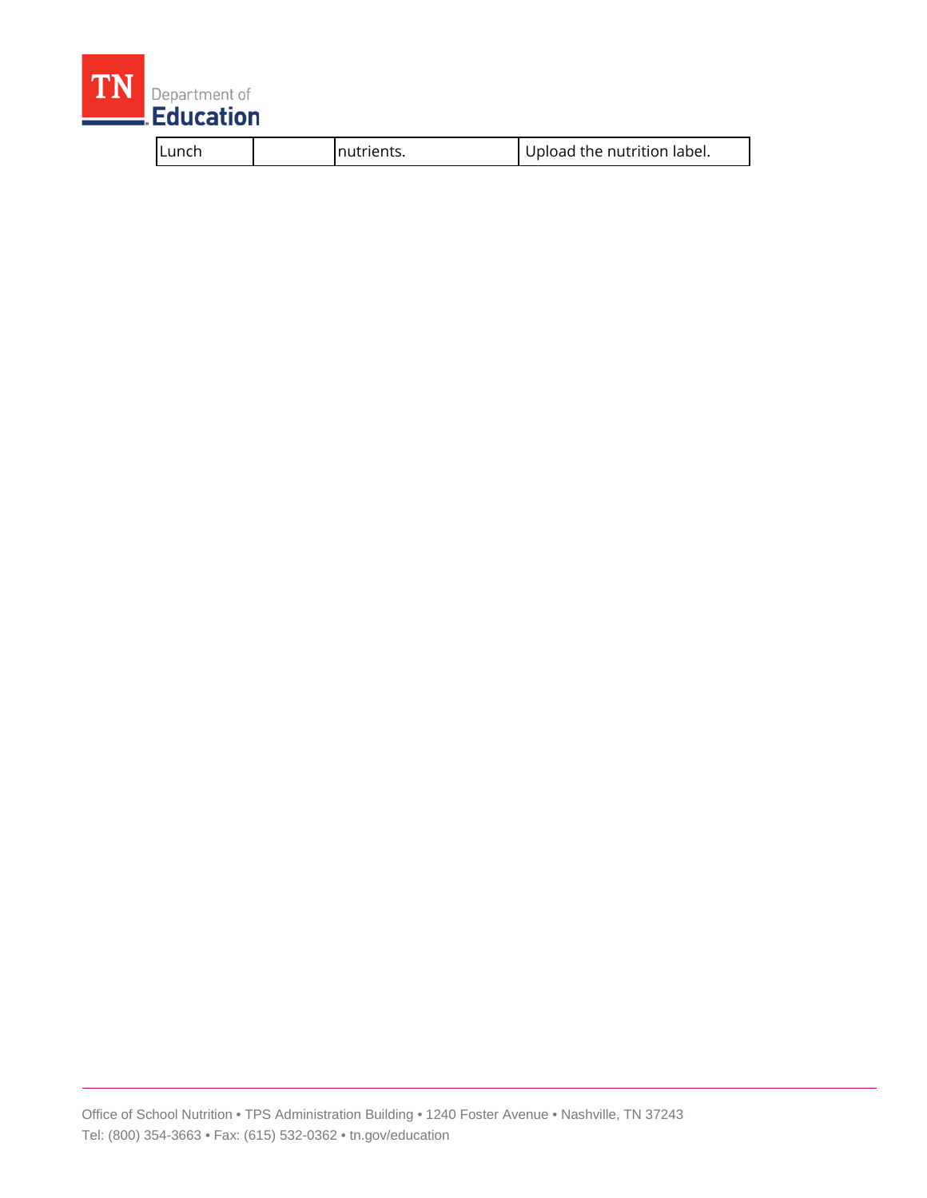| | | | |
|---|---|---|---|
| Lunch | | nutrients. | Upload the nutrition label. |